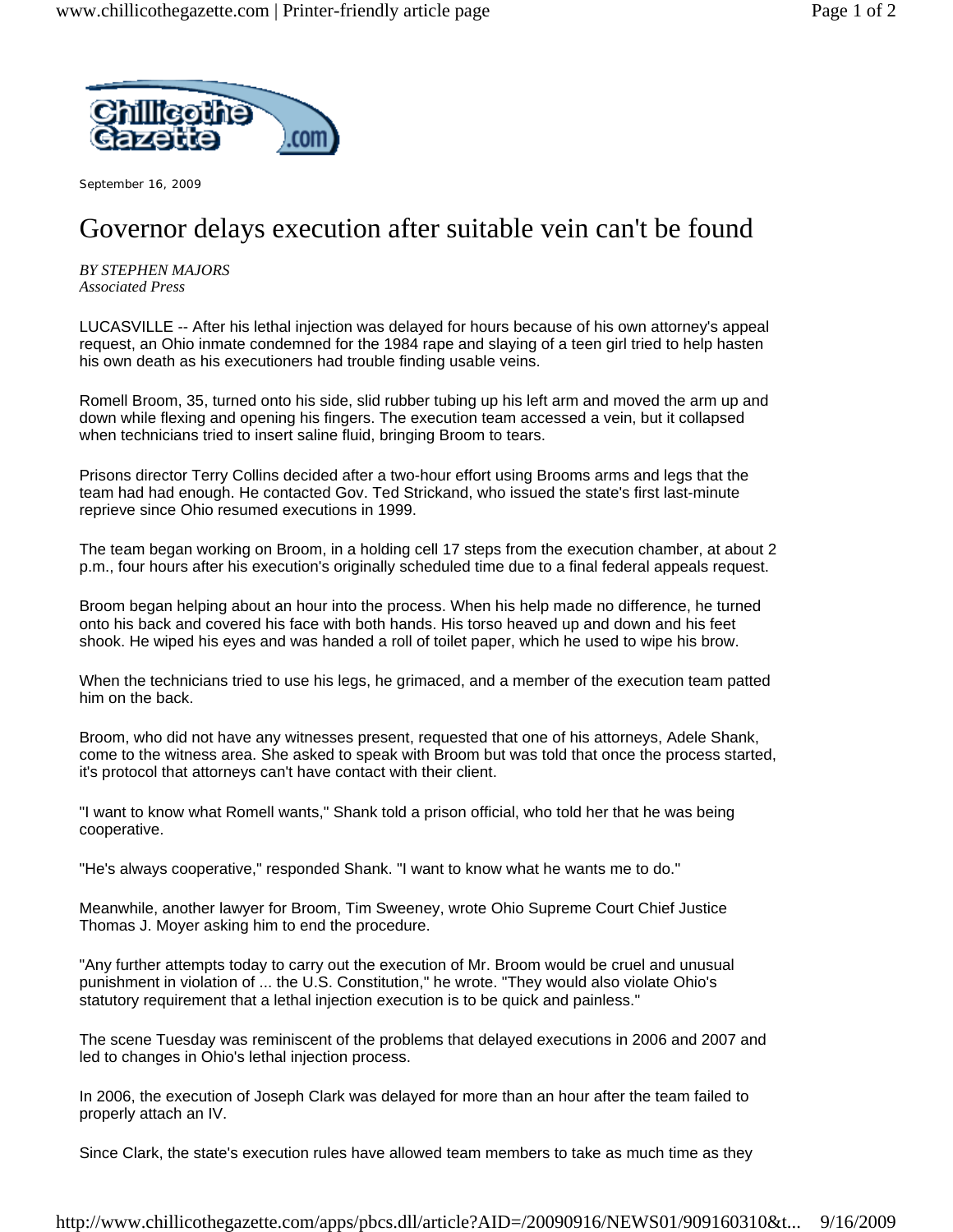September 16, 2009

# Governor delays execution after suitable vein can't be found

*BY STEPHEN MAJORS*
*Associated Press*

LUCASVILLE -- After his lethal injection was delayed for hours because of his own attorney's appeal request, an Ohio inmate condemned for the 1984 rape and slaying of a teen girl tried to help hasten his own death as his executioners had trouble finding usable veins.

Romell Broom, 35, turned onto his side, slid rubber tubing up his left arm and moved the arm up and down while flexing and opening his fingers. The execution team accessed a vein, but it collapsed when technicians tried to insert saline fluid, bringing Broom to tears.

Prisons director Terry Collins decided after a two-hour effort using Brooms arms and legs that the team had had enough. He contacted Gov. Ted Strickand, who issued the state's first last-minute reprieve since Ohio resumed executions in 1999.

The team began working on Broom, in a holding cell 17 steps from the execution chamber, at about 2 p.m., four hours after his execution's originally scheduled time due to a final federal appeals request.

Broom began helping about an hour into the process. When his help made no difference, he turned onto his back and covered his face with both hands. His torso heaved up and down and his feet shook. He wiped his eyes and was handed a roll of toilet paper, which he used to wipe his brow.

When the technicians tried to use his legs, he grimaced, and a member of the execution team patted him on the back.

Broom, who did not have any witnesses present, requested that one of his attorneys, Adele Shank, come to the witness area. She asked to speak with Broom but was told that once the process started, it's protocol that attorneys can't have contact with their client.

"I want to know what Romell wants," Shank told a prison official, who told her that he was being cooperative.

"He's always cooperative," responded Shank. "I want to know what he wants me to do."

Meanwhile, another lawyer for Broom, Tim Sweeney, wrote Ohio Supreme Court Chief Justice Thomas J. Moyer asking him to end the procedure.

"Any further attempts today to carry out the execution of Mr. Broom would be cruel and unusual punishment in violation of ... the U.S. Constitution," he wrote. "They would also violate Ohio's statutory requirement that a lethal injection execution is to be quick and painless."

The scene Tuesday was reminiscent of the problems that delayed executions in 2006 and 2007 and led to changes in Ohio's lethal injection process.

In 2006, the execution of Joseph Clark was delayed for more than an hour after the team failed to properly attach an IV.

Since Clark, the state's execution rules have allowed team members to take as much time as they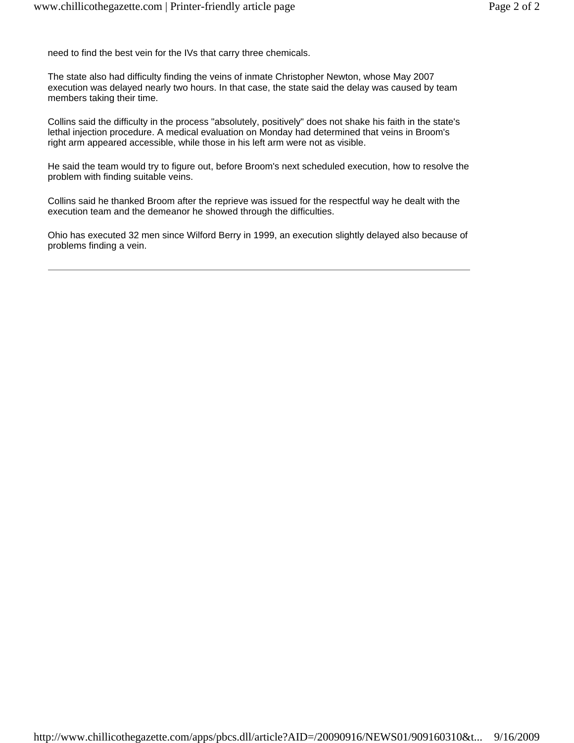need to find the best vein for the IVs that carry three chemicals.

The state also had difficulty finding the veins of inmate Christopher Newton, whose May 2007 execution was delayed nearly two hours. In that case, the state said the delay was caused by team members taking their time.

Collins said the difficulty in the process "absolutely, positively" does not shake his faith in the state's lethal injection procedure. A medical evaluation on Monday had determined that veins in Broom's right arm appeared accessible, while those in his left arm were not as visible.

He said the team would try to figure out, before Broom's next scheduled execution, how to resolve the problem with finding suitable veins.

Collins said he thanked Broom after the reprieve was issued for the respectful way he dealt with the execution team and the demeanor he showed through the difficulties.

Ohio has executed 32 men since Wilford Berry in 1999, an execution slightly delayed also because of problems finding a vein.

---